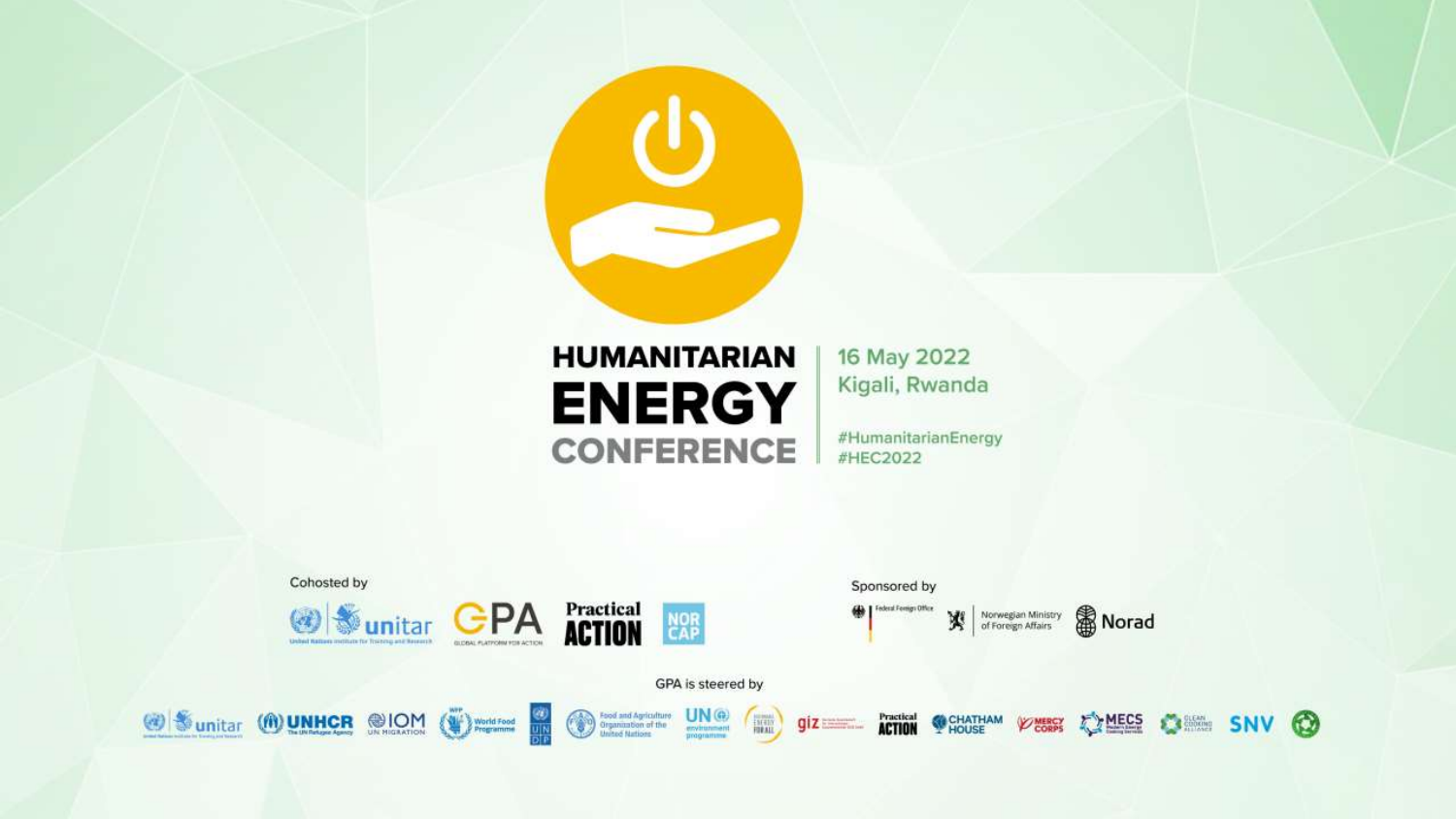# HUMANITARIAN ENERGY CONFERENCE

16 May 2022
Kigali, Rwanda

#HumanitarianEnergy
#HEC2022

Cohosted by

unitar · GPA Global Platform for Action · Practical Action · NORCAP

Sponsored by

Federal Foreign Office · Norwegian Ministry of Foreign Affairs · Norad

GPA is steered by

unitar · UNHCR The UN Refugee Agency · IOM UN Migration · World Food Programme · UNDP · Food and Agriculture Organization of the United Nations · UN environment programme · Sustainable Energy for All · giz · Practical Action · Chatham House · Mercy Corps · MECS · Clean Cooking Alliance · SNV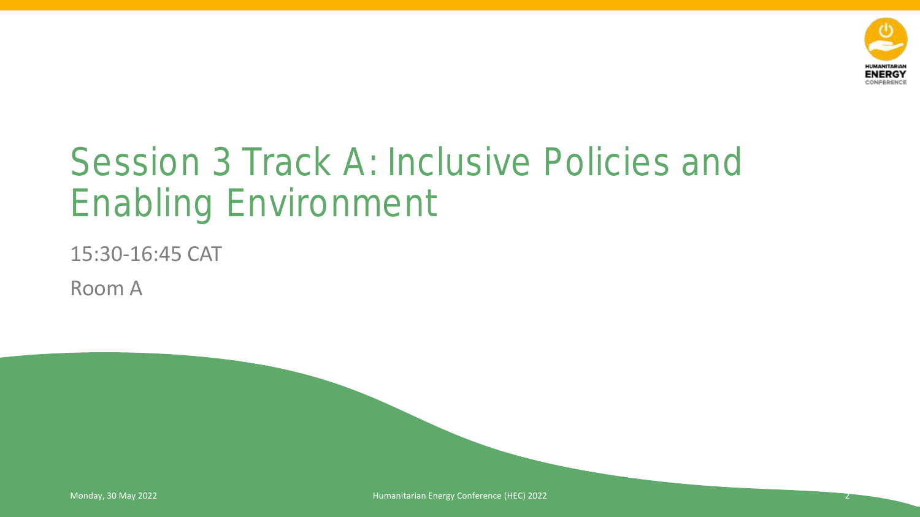# Session 3 Track A: Inclusive Policies and Enabling Environment

15:30-16:45 CAT

Room A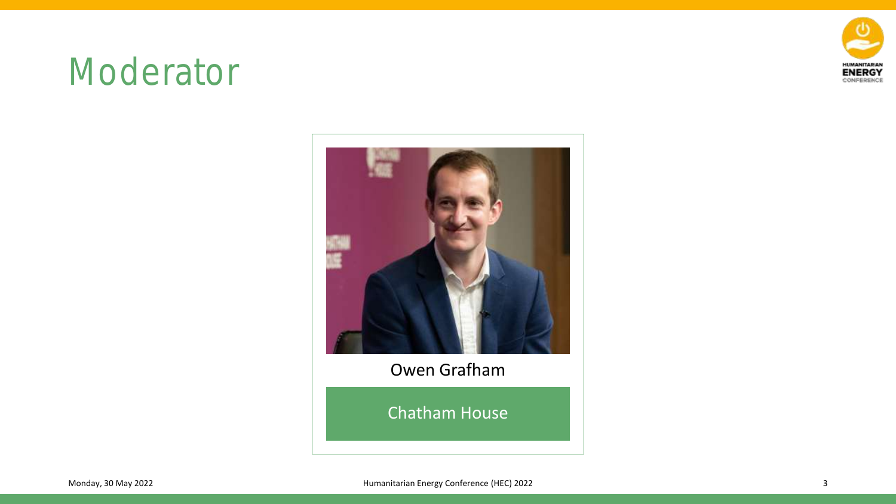# Moderator

Owen Grafham

Chatham House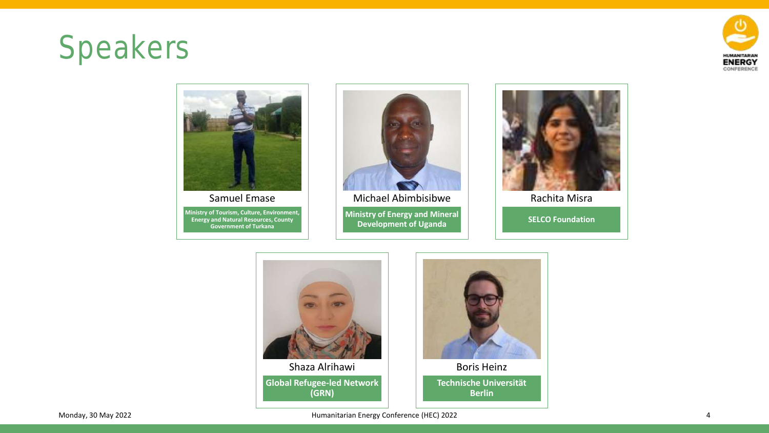# Speakers

**Samuel Emase**
Ministry of Tourism, Culture, Environment, Energy and Natural Resources, County Government of Turkana

**Michael Abimbisibwe**
Ministry of Energy and Mineral Development of Uganda

**Rachita Misra**
SELCO Foundation

**Shaza Alrihawi**
Global Refugee-led Network (GRN)

**Boris Heinz**
Technische Universität Berlin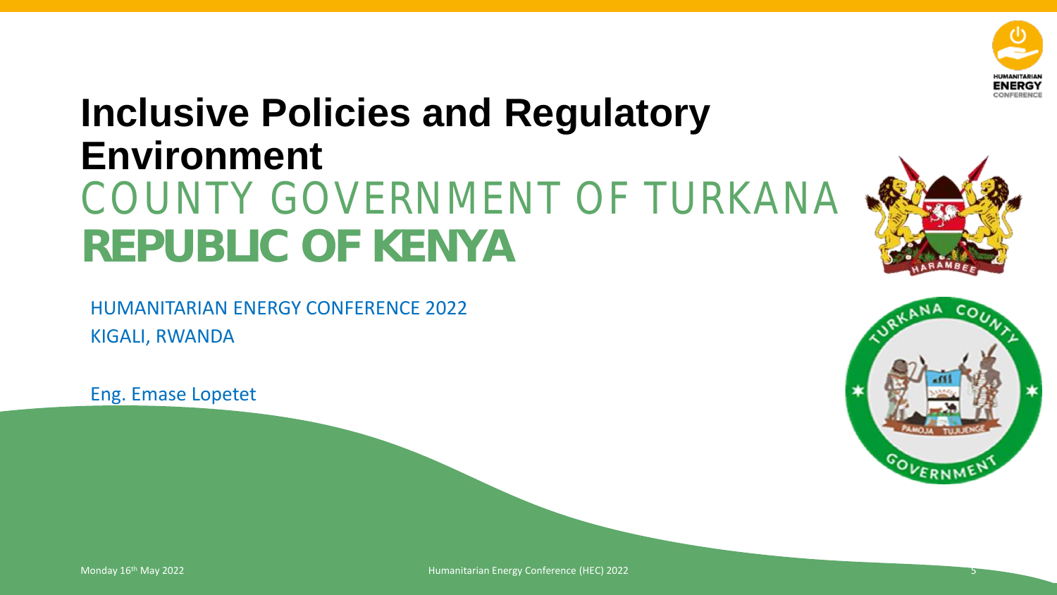# Inclusive Policies and Regulatory Environment

## COUNTY GOVERNMENT OF TURKANA

## REPUBLIC OF KENYA

HUMANITARIAN ENERGY CONFERENCE 2022

KIGALI, RWANDA

Eng. Emase Lopetet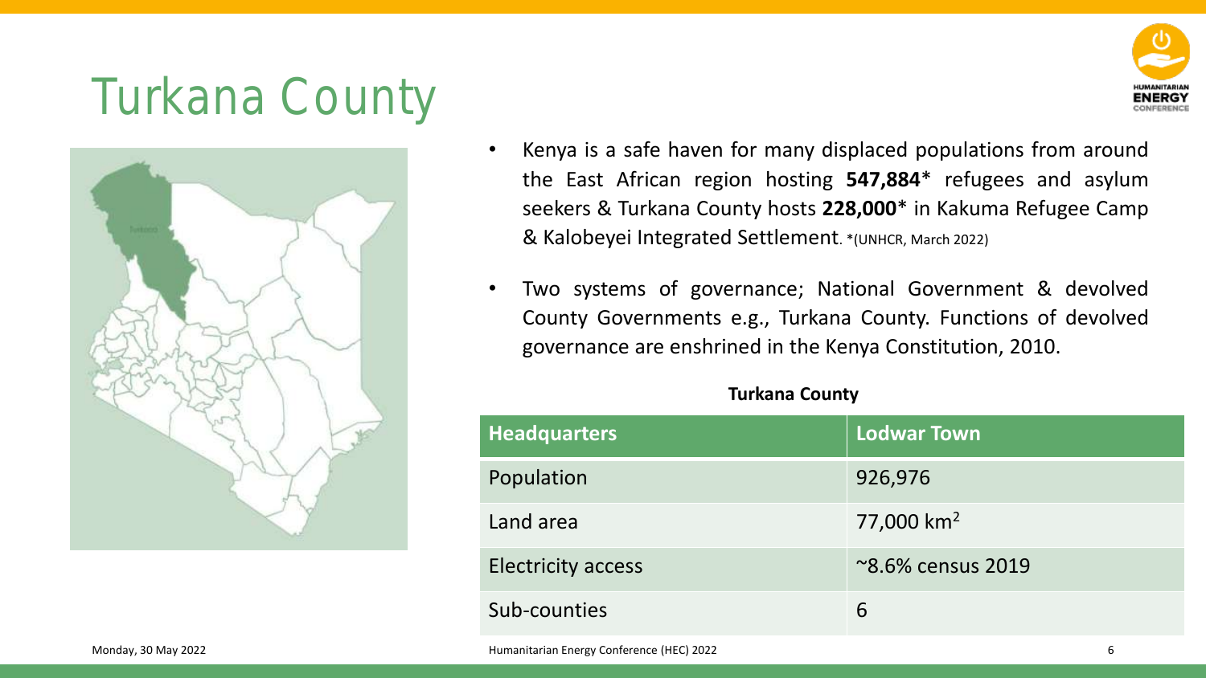# Turkana County

- Kenya is a safe haven for many displaced populations from around the East African region hosting **547,884*** refugees and asylum seekers & Turkana County hosts **228,000*** in Kakuma Refugee Camp & Kalobeyei Integrated Settlement. *(UNHCR, March 2022)
- Two systems of governance; National Government & devolved County Governments e.g., Turkana County. Functions of devolved governance are enshrined in the Kenya Constitution, 2010.

**Turkana County**

| Headquarters | Lodwar Town |
|---|---|
| Population | 926,976 |
| Land area | 77,000 $km^2$ |
| Electricity access | ~8.6% census 2019 |
| Sub-counties | 6 |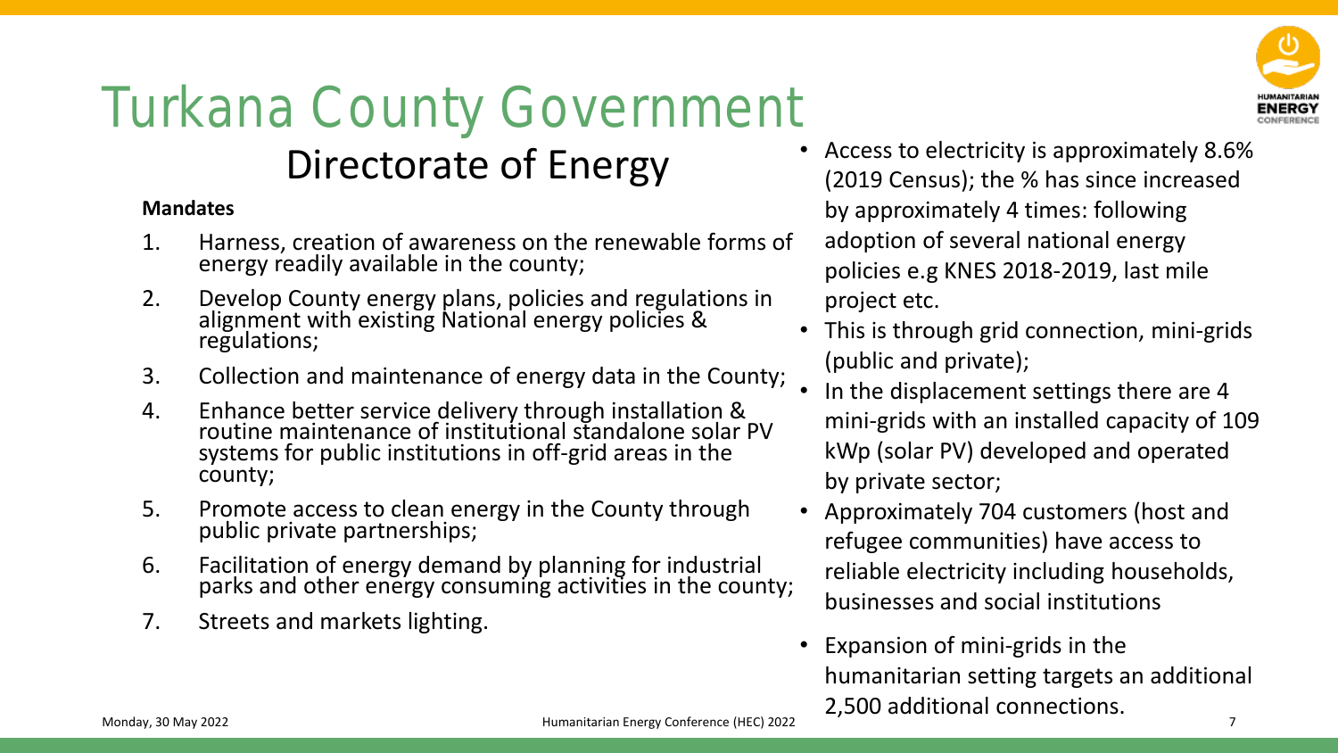# Turkana County Government

## Directorate of Energy

**Mandates**

1. Harness, creation of awareness on the renewable forms of energy readily available in the county;
2. Develop County energy plans, policies and regulations in alignment with existing National energy policies & regulations;
3. Collection and maintenance of energy data in the County;
4. Enhance better service delivery through installation & routine maintenance of institutional standalone solar PV systems for public institutions in off-grid areas in the county;
5. Promote access to clean energy in the County through public private partnerships;
6. Facilitation of energy demand by planning for industrial parks and other energy consuming activities in the county;
7. Streets and markets lighting.

- Access to electricity is approximately 8.6% (2019 Census); the % has since increased by approximately 4 times: following adoption of several national energy policies e.g KNES 2018-2019, last mile project etc.
- This is through grid connection, mini-grids (public and private);
- In the displacement settings there are 4 mini-grids with an installed capacity of 109 kWp (solar PV) developed and operated by private sector;
- Approximately 704 customers (host and refugee communities) have access to reliable electricity including households, businesses and social institutions
- Expansion of mini-grids in the humanitarian setting targets an additional 2,500 additional connections.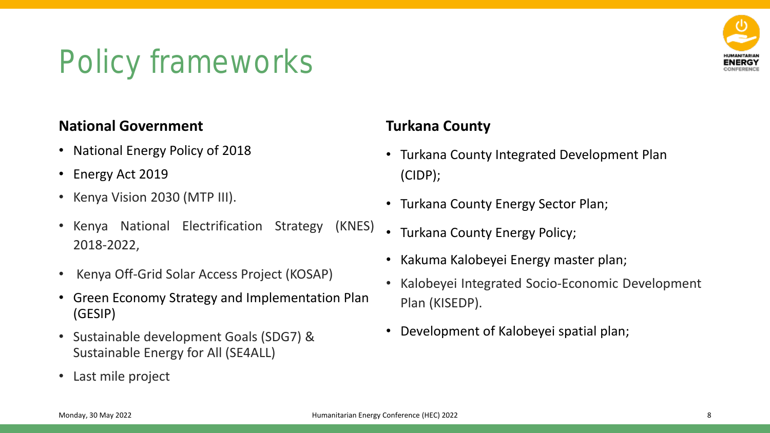# Policy frameworks

**National Government**

- National Energy Policy of 2018
- Energy Act 2019
- Kenya Vision 2030 (MTP III).
- Kenya National Electrification Strategy (KNES) 2018-2022,
- Kenya Off-Grid Solar Access Project (KOSAP)
- Green Economy Strategy and Implementation Plan (GESIP)
- Sustainable development Goals (SDG7) & Sustainable Energy for All (SE4ALL)
- Last mile project

**Turkana County**

- Turkana County Integrated Development Plan (CIDP);
- Turkana County Energy Sector Plan;
- Turkana County Energy Policy;
- Kakuma Kalobeyei Energy master plan;
- Kalobeyei Integrated Socio-Economic Development Plan (KISEDP).
- Development of Kalobeyei spatial plan;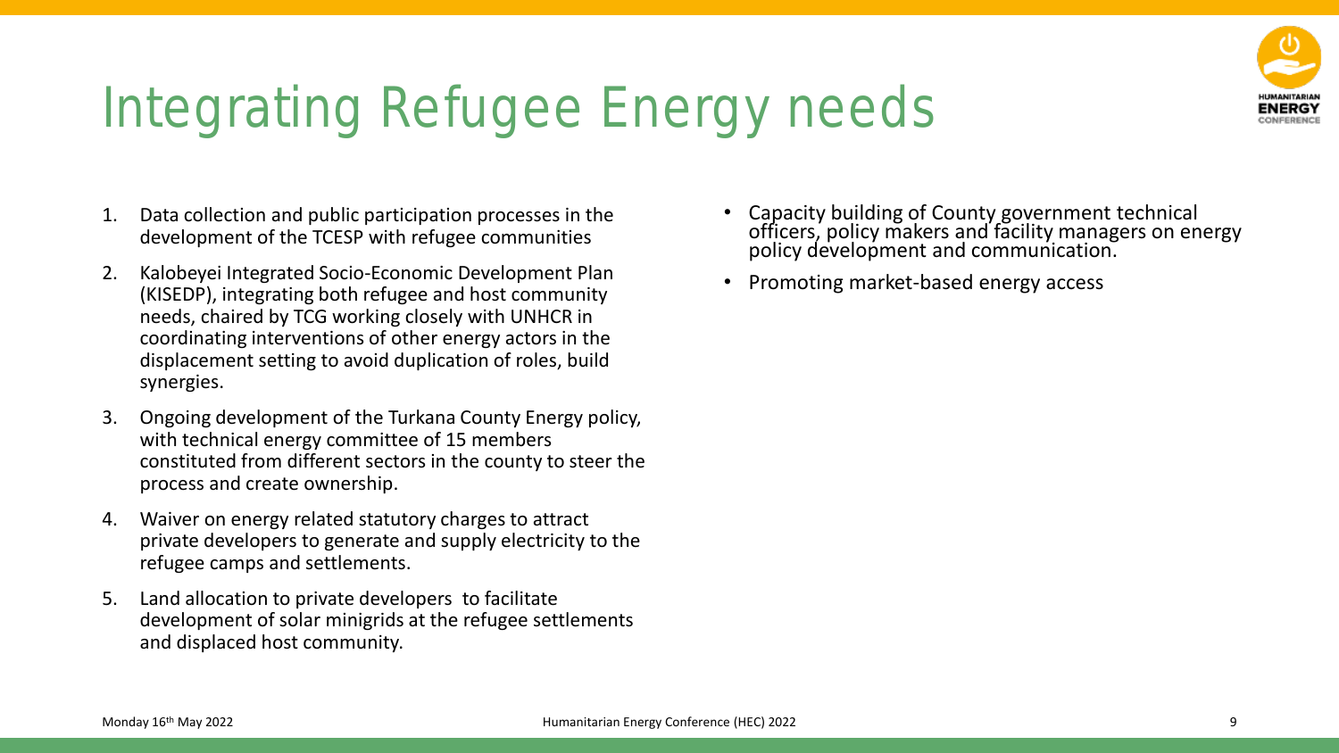# Integrating Refugee Energy needs

1. Data collection and public participation processes in the development of the TCESP with refugee communities
2. Kalobeyei Integrated Socio-Economic Development Plan (KISEDP), integrating both refugee and host community needs, chaired by TCG working closely with UNHCR in coordinating interventions of other energy actors in the displacement setting to avoid duplication of roles, build synergies.
3. Ongoing development of the Turkana County Energy policy, with technical energy committee of 15 members constituted from different sectors in the county to steer the process and create ownership.
4. Waiver on energy related statutory charges to attract private developers to generate and supply electricity to the refugee camps and settlements.
5. Land allocation to private developers to facilitate development of solar minigrids at the refugee settlements and displaced host community.

- Capacity building of County government technical officers, policy makers and facility managers on energy policy development and communication.
- Promoting market-based energy access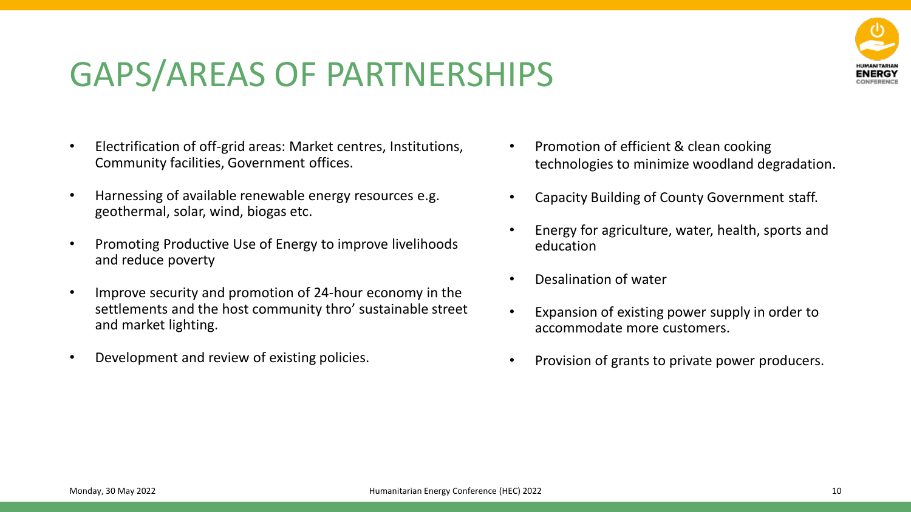# GAPS/AREAS OF PARTNERSHIPS

- Electrification of off-grid areas: Market centres, Institutions, Community facilities, Government offices.
- Harnessing of available renewable energy resources e.g. geothermal, solar, wind, biogas etc.
- Promoting Productive Use of Energy to improve livelihoods and reduce poverty
- Improve security and promotion of 24-hour economy in the settlements and the host community thro' sustainable street and market lighting.
- Development and review of existing policies.
- Promotion of efficient & clean cooking technologies to minimize woodland degradation.
- Capacity Building of County Government staff.
- Energy for agriculture, water, health, sports and education
- Desalination of water
- Expansion of existing power supply in order to accommodate more customers.
- Provision of grants to private power producers.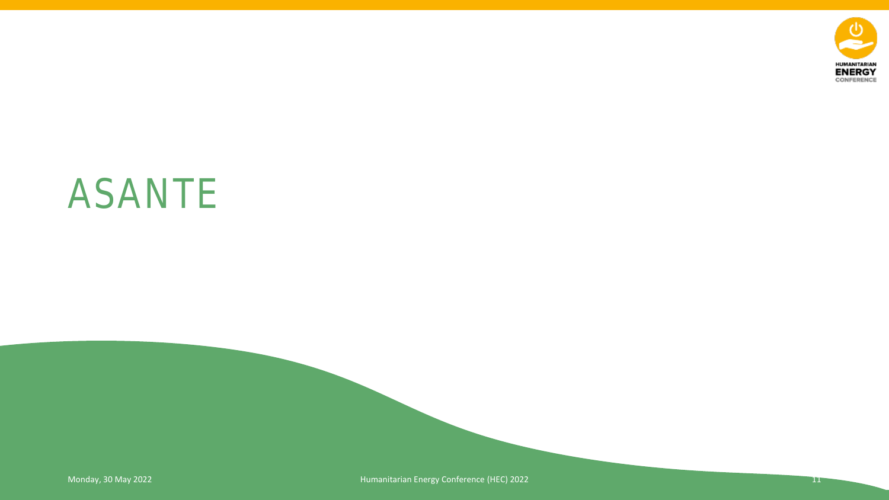# ASANTE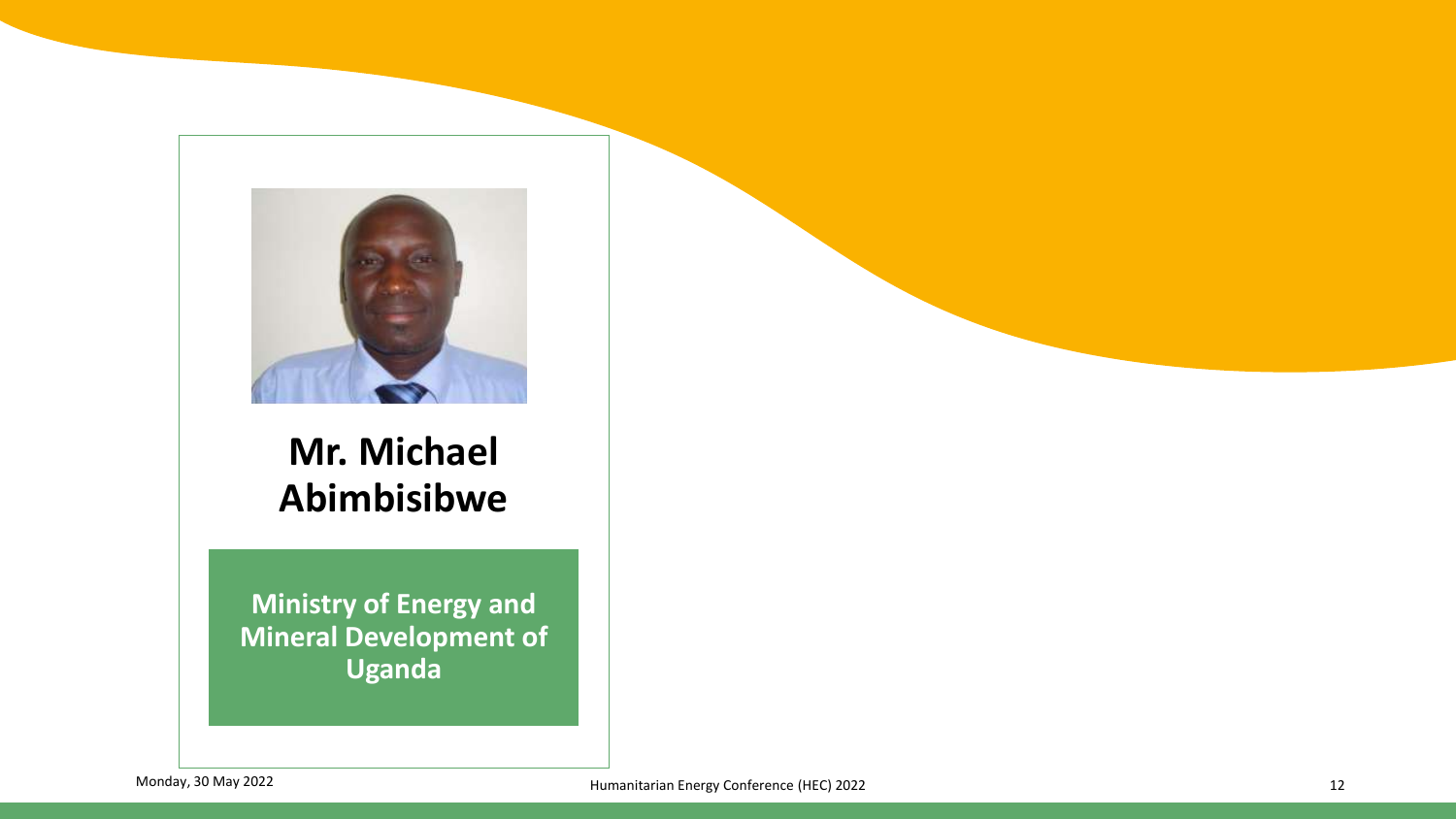## Mr. Michael Abimbisibwe

**Ministry of Energy and Mineral Development of Uganda**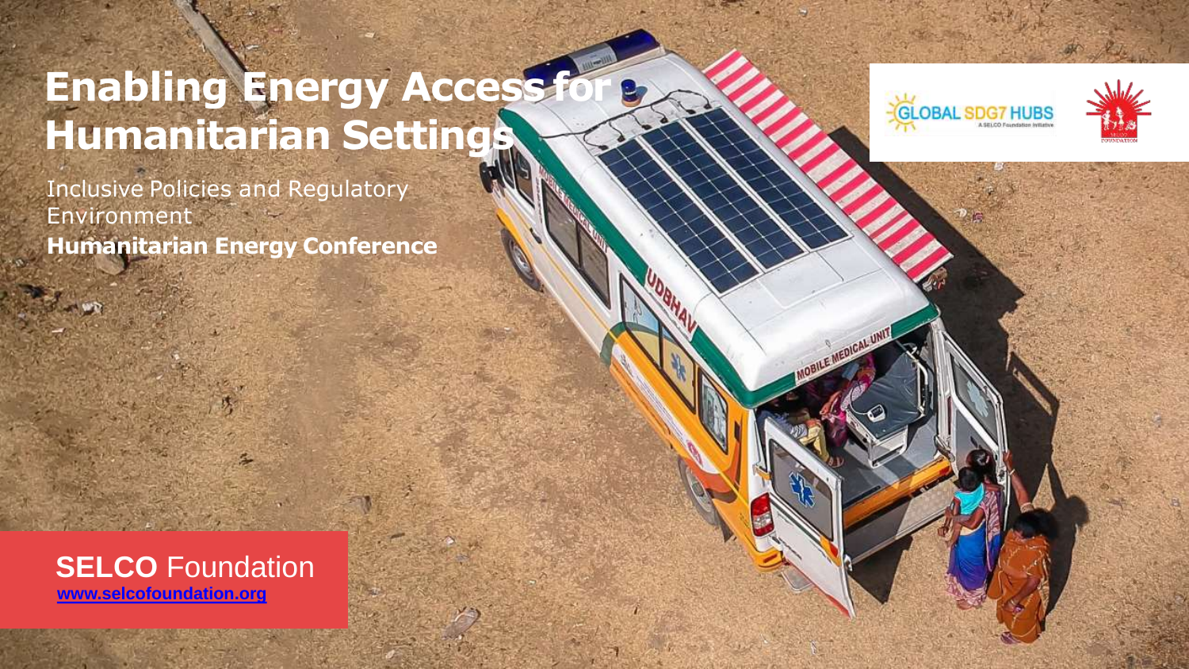# Enabling Energy Access for Humanitarian Settings

Inclusive Policies and Regulatory Environment

**Humanitarian Energy Conference**

**SELCO** Foundation

www.selcofoundation.org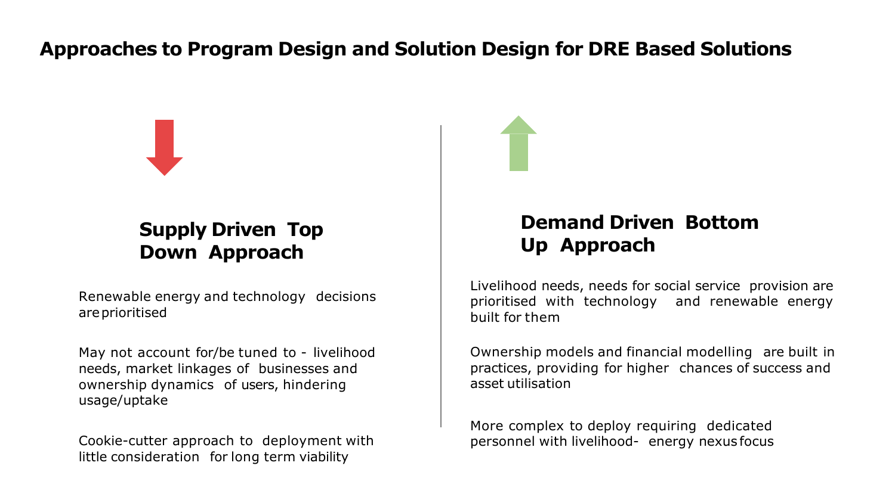# Approaches to Program Design and Solution Design for DRE Based Solutions

## Supply Driven Top Down Approach

Renewable energy and technology decisions are prioritised

May not account for/be tuned to - livelihood needs, market linkages of businesses and ownership dynamics of users, hindering usage/uptake

Cookie-cutter approach to deployment with little consideration for long term viability

## Demand Driven Bottom Up Approach

Livelihood needs, needs for social service provision are prioritised with technology and renewable energy built for them

Ownership models and financial modelling are built in practices, providing for higher chances of success and asset utilisation

More complex to deploy requiring dedicated personnel with livelihood- energy nexus focus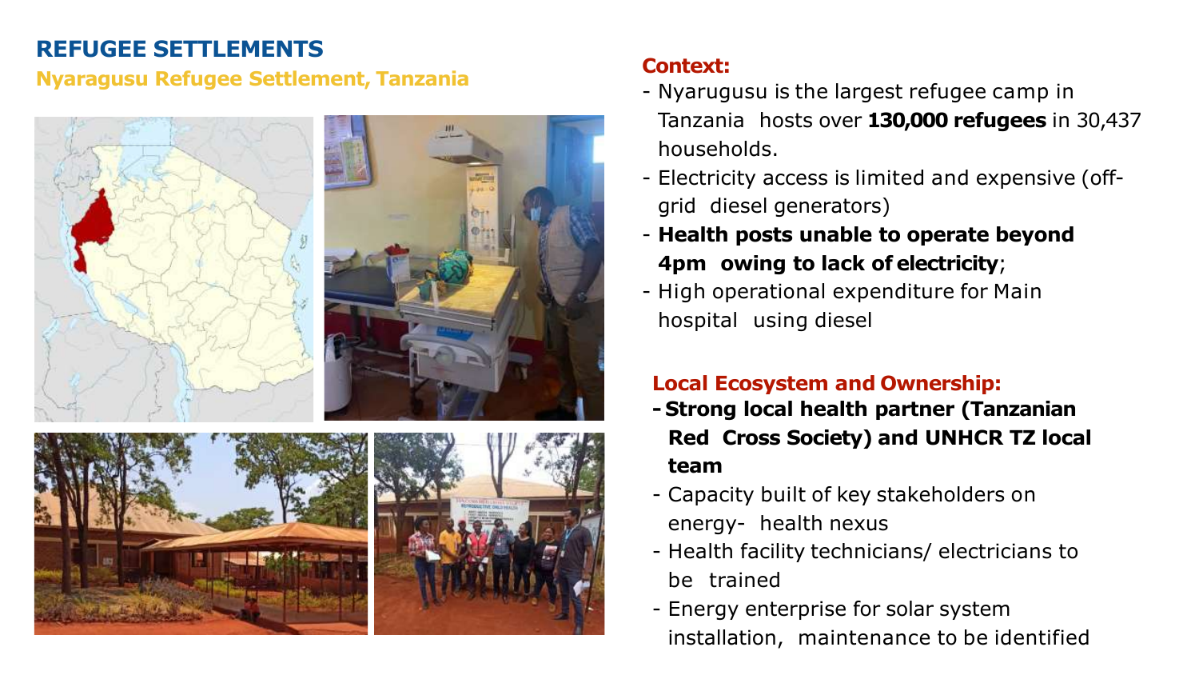## REFUGEE SETTLEMENTS

### Nyaragusu Refugee Settlement, Tanzania

**Context:**

- Nyarugusu is the largest refugee camp in Tanzania hosts over **130,000 refugees** in 30,437 households.
- Electricity access is limited and expensive (off-grid diesel generators)
- **Health posts unable to operate beyond 4pm owing to lack of electricity**;
- High operational expenditure for Main hospital using diesel

**Local Ecosystem and Ownership:**

- **Strong local health partner (Tanzanian Red Cross Society) and UNHCR TZ local team**
- Capacity built of key stakeholders on energy- health nexus
- Health facility technicians/ electricians to be trained
- Energy enterprise for solar system installation, maintenance to be identified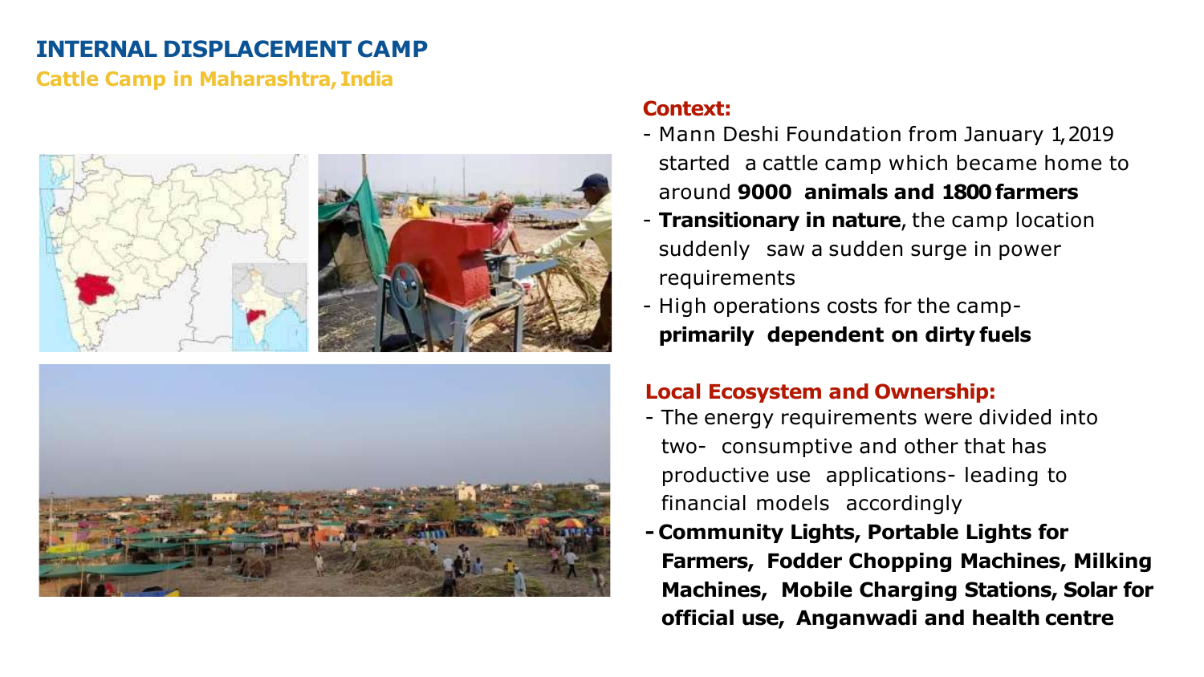# INTERNAL DISPLACEMENT CAMP

## Cattle Camp in Maharashtra, India

### Context:

- Mann Deshi Foundation from January 1, 2019 started a cattle camp which became home to around **9000 animals and 1800 farmers**
- **Transitionary in nature**, the camp location suddenly saw a sudden surge in power requirements
- High operations costs for the camp- **primarily dependent on dirty fuels**

### Local Ecosystem and Ownership:

- The energy requirements were divided into two- consumptive and other that has productive use applications- leading to financial models accordingly
- **Community Lights, Portable Lights for Farmers, Fodder Chopping Machines, Milking Machines, Mobile Charging Stations, Solar for official use, Anganwadi and health centre**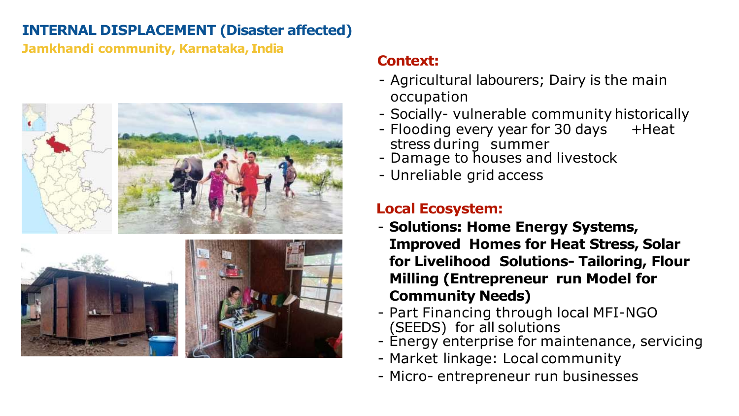## INTERNAL DISPLACEMENT (Disaster affected)

**Jamkhandi community, Karnataka, India**

### Context:

- Agricultural labourers; Dairy is the main occupation
- Socially- vulnerable community historically
- Flooding every year for 30 days +Heat stress during summer
- Damage to houses and livestock
- Unreliable grid access

### Local Ecosystem:

- **Solutions: Home Energy Systems, Improved Homes for Heat Stress, Solar for Livelihood Solutions- Tailoring, Flour Milling (Entrepreneur run Model for Community Needs)**
- Part Financing through local MFI-NGO (SEEDS) for all solutions
- Energy enterprise for maintenance, servicing
- Market linkage: Local community
- Micro- entrepreneur run businesses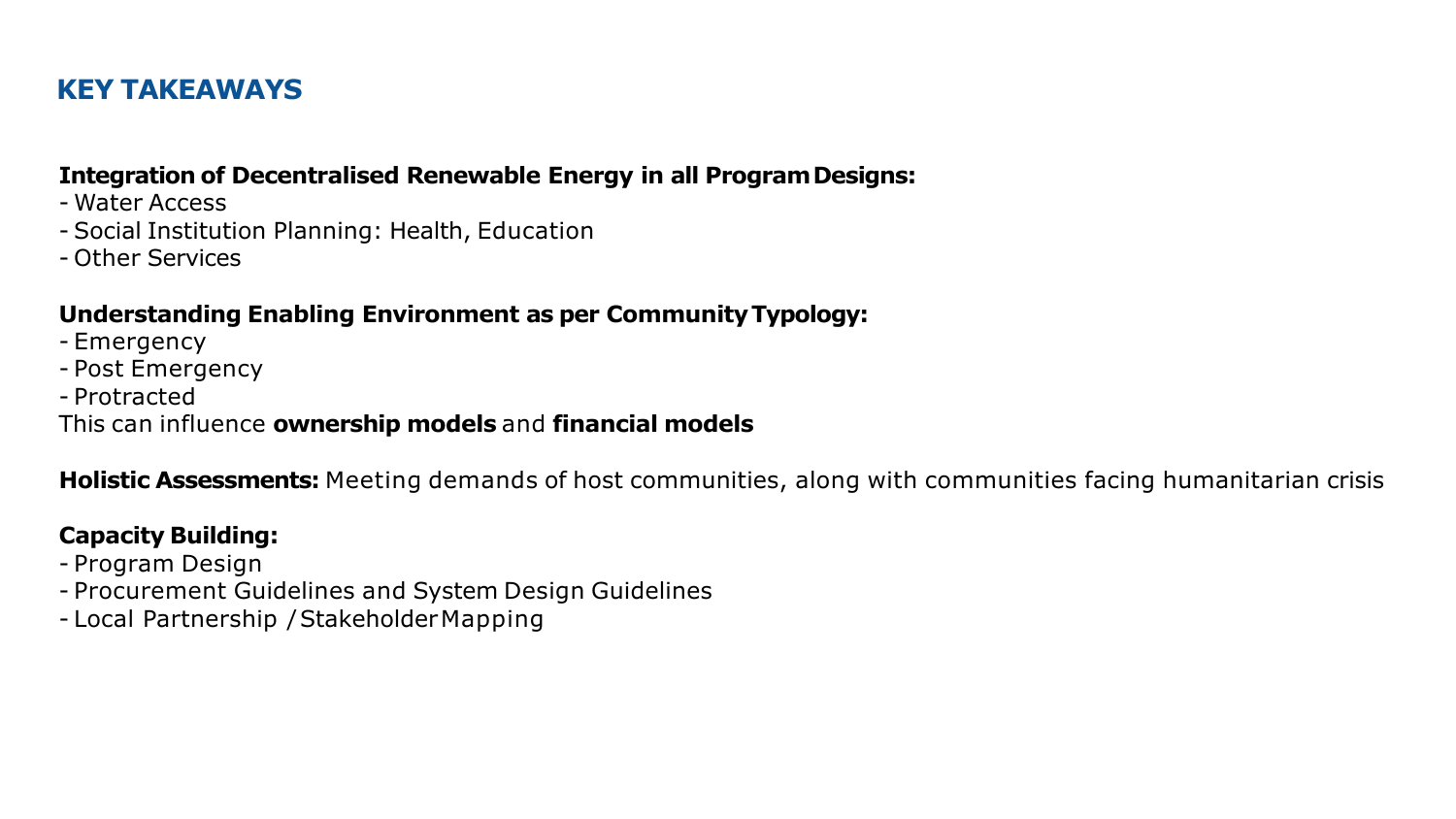## KEY TAKEAWAYS

**Integration of Decentralised Renewable Energy in all Program Designs:**

- Water Access
- Social Institution Planning: Health, Education
- Other Services

**Understanding Enabling Environment as per Community Typology:**

- Emergency
- Post Emergency
- Protracted

This can influence **ownership models** and **financial models**

**Holistic Assessments:** Meeting demands of host communities, along with communities facing humanitarian crisis

**Capacity Building:**

- Program Design
- Procurement Guidelines and System Design Guidelines
- Local Partnership / Stakeholder Mapping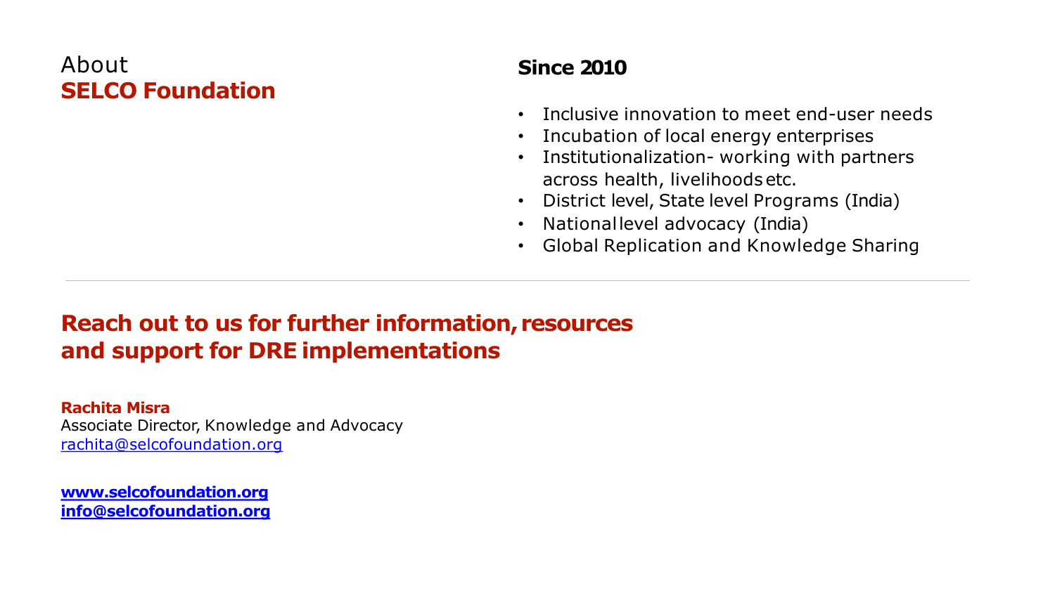## About **SELCO Foundation**

### Since 2010

- Inclusive innovation to meet end-user needs
- Incubation of local energy enterprises
- Institutionalization- working with partners across health, livelihoods etc.
- District level, State level Programs (India)
- National level advocacy (India)
- Global Replication and Knowledge Sharing

---

## Reach out to us for further information, resources and support for DRE implementations

**Rachita Misra**
Associate Director, Knowledge and Advocacy
rachita@selcofoundation.org

**www.selcofoundation.org**
**info@selcofoundation.org**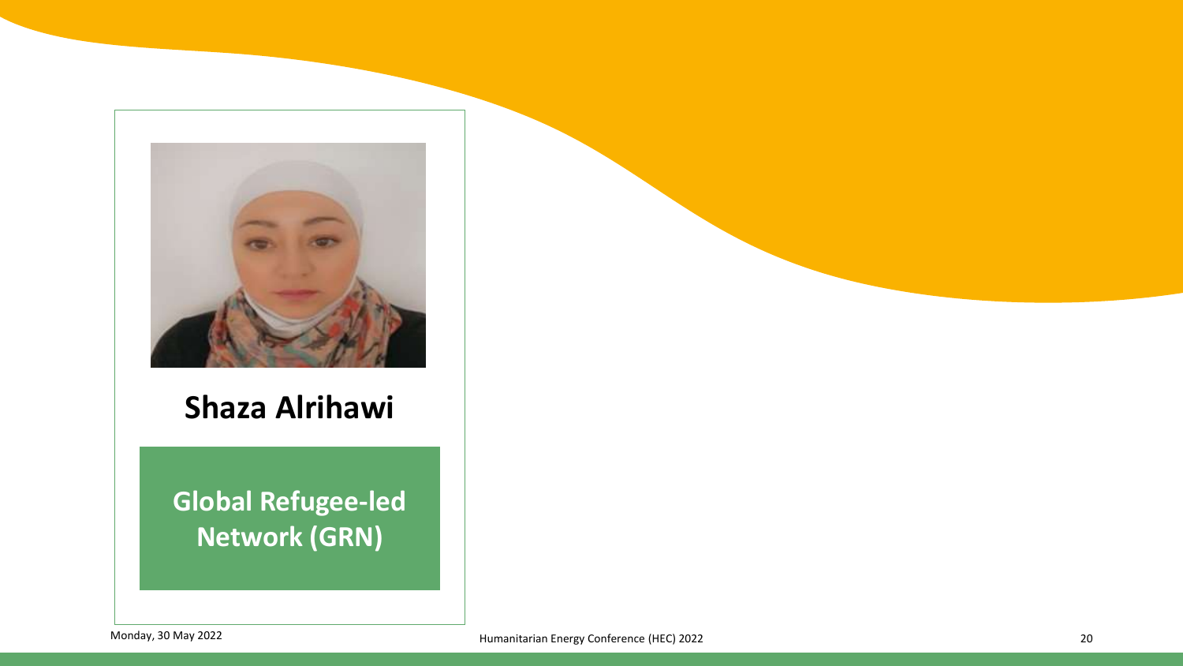**Shaza Alrihawi**

**Global Refugee-led Network (GRN)**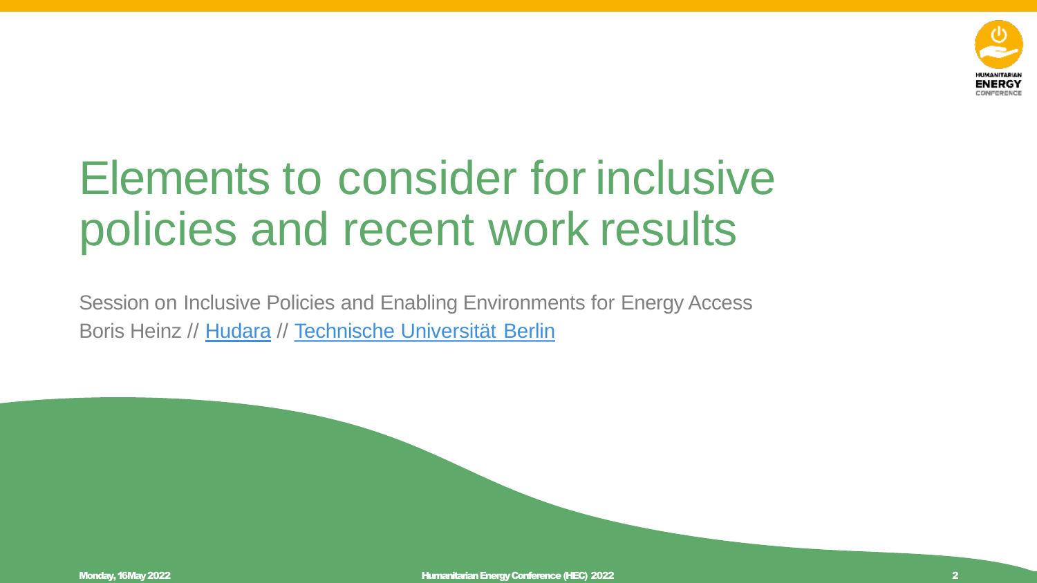# Elements to consider for inclusive policies and recent work results

Session on Inclusive Policies and Enabling Environments for Energy Access

Boris Heinz // Hudara // Technische Universität Berlin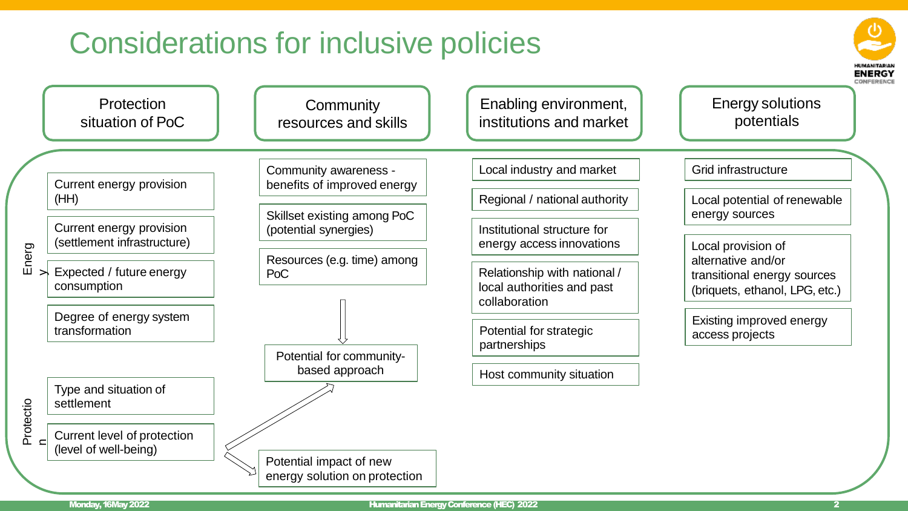# Considerations for inclusive policies

## Protection situation of PoC

**Energy**

- Current energy provision (HH)
- Current energy provision (settlement infrastructure)
- Expected / future energy consumption
- Degree of energy system transformation

**Protection**

- Type and situation of settlement
- Current level of protection (level of well-being)

## Community resources and skills

- Community awareness - benefits of improved energy
- Skillset existing among PoC (potential synergies)
- Resources (e.g. time) among PoC

→ Potential for community-based approach

→ Potential impact of new energy solution on protection

## Enabling environment, institutions and market

- Local industry and market
- Regional / national authority
- Institutional structure for energy access innovations
- Relationship with national / local authorities and past collaboration
- Potential for strategic partnerships
- Host community situation

## Energy solutions potentials

- Grid infrastructure
- Local potential of renewable energy sources
- Local provision of alternative and/or transitional energy sources (briquets, ethanol, LPG, etc.)
- Existing improved energy access projects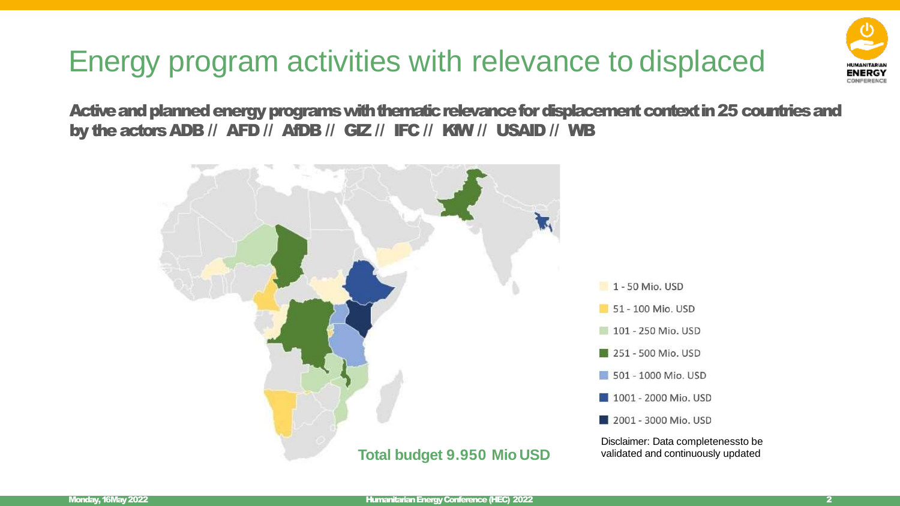# Energy program activities with relevance to displaced

**Active and planned energy programs with thematic relevance for displacement context in 25 countries and by the actors ADB // AFD // AfDB // GIZ // IFC // KfW // USAID // WB**

- 1 - 50 Mio. USD
- 51 - 100 Mio. USD
- 101 - 250 Mio. USD
- 251 - 500 Mio. USD
- 501 - 1000 Mio. USD
- 1001 - 2000 Mio. USD
- 2001 - 3000 Mio. USD

**Total budget 9.950 Mio USD**

Disclaimer: Data completenessto be validated and continuously updated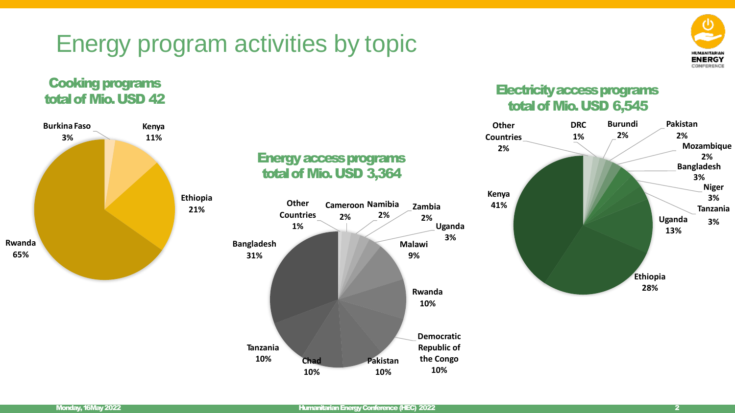# Energy program activities by topic

## Cooking programs total of Mio. USD 42

| Country | Share |
|---|---|
| Burkina Faso | 3% |
| Kenya | 11% |
| Ethiopia | 21% |
| Rwanda | 65% |

## Energy access programs total of Mio. USD 3,364

| Country | Share |
|---|---|
| Other Countries | 1% |
| Cameroon | 2% |
| Namibia | 2% |
| Zambia | 2% |
| Uganda | 3% |
| Malawi | 9% |
| Rwanda | 10% |
| Democratic Republic of the Congo | 10% |
| Pakistan | 10% |
| Chad | 10% |
| Tanzania | 10% |
| Bangladesh | 31% |

## Electricity access programs total of Mio. USD 6,545

| Country | Share |
|---|---|
| Other Countries | 2% |
| DRC | 1% |
| Burundi | 2% |
| Pakistan | 2% |
| Mozambique | 2% |
| Bangladesh | 3% |
| Niger | 3% |
| Tanzania | 3% |
| Uganda | 13% |
| Ethiopia | 28% |
| Kenya | 41% |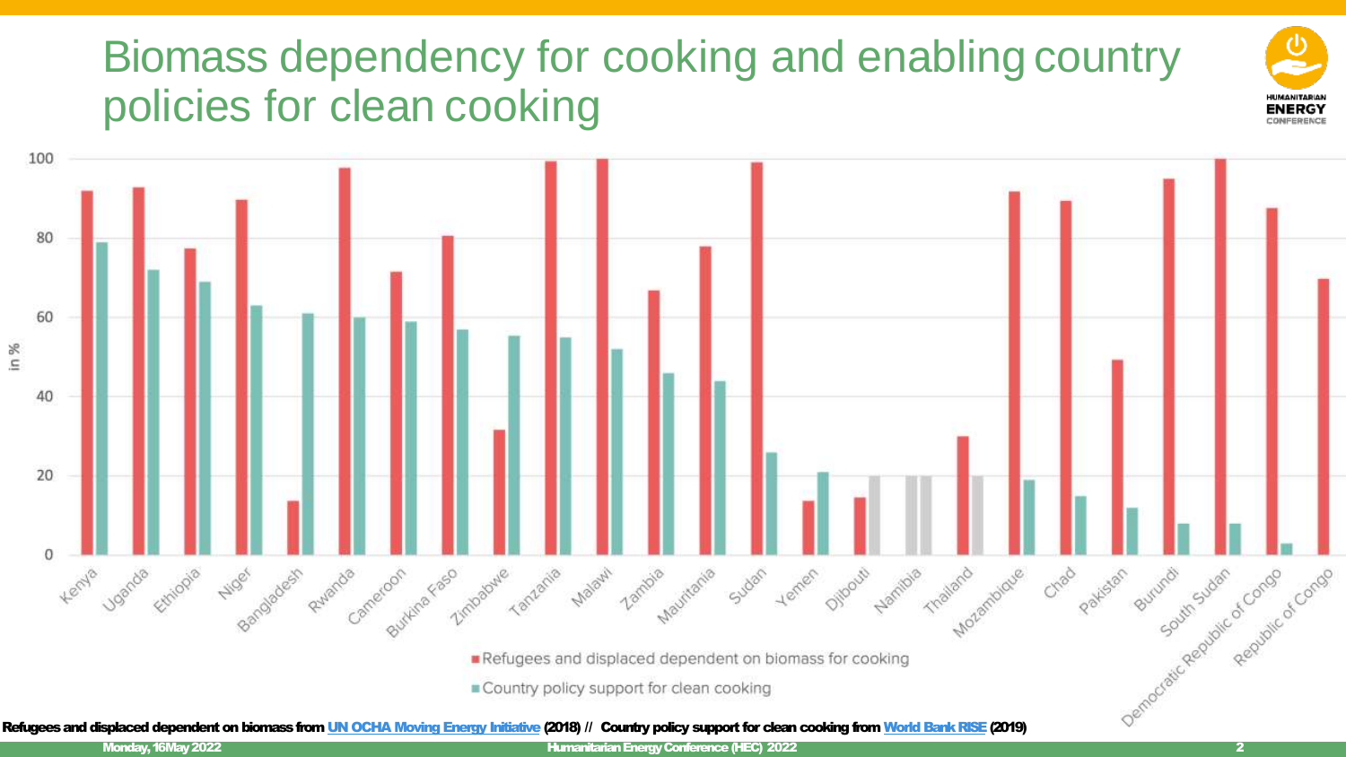# Biomass dependency for cooking and enabling country policies for clean cooking

| Country | Refugees and displaced dependent on biomass for cooking (%) | Country policy support for clean cooking (%) |
|---|---|---|
| Kenya | 92 | 79 |
| Uganda | 93 | 72 |
| Ethiopia | 77 | 69 |
| Niger | 90 | 63 |
| Bangladesh | 14 | 61 |
| Rwanda | 98 | 60 |
| Cameroon | 71 | 59 |
| Burkina Faso | 80 | 57 |
| Zimbabwe | 32 | 55 |
| Tanzania | 99 | 55 |
| Malawi | 100 | 52 |
| Zambia | 67 | 46 |
| Mauritania | 78 | 44 |
| Sudan | 99 | 26 |
| Yemen | 14 | 21 |
| Djibouti | 15 | 20 |
| Namibia | 20 | 20 |
| Thailand | 30 | 20 |
| Mozambique | 92 | 19 |
| Chad | 89 | 15 |
| Pakistan | 49 | 12 |
| Burundi | 95 | 8 |
| South Sudan | 100 | 8 |
| Democratic Republic of Congo | 88 | 3 |
| Republic of Congo | 70 | |

Refugees and displaced dependent on biomass from UN OCHA Moving Energy Initiative (2018) // Country policy support for clean cooking from World Bank RISE (2019)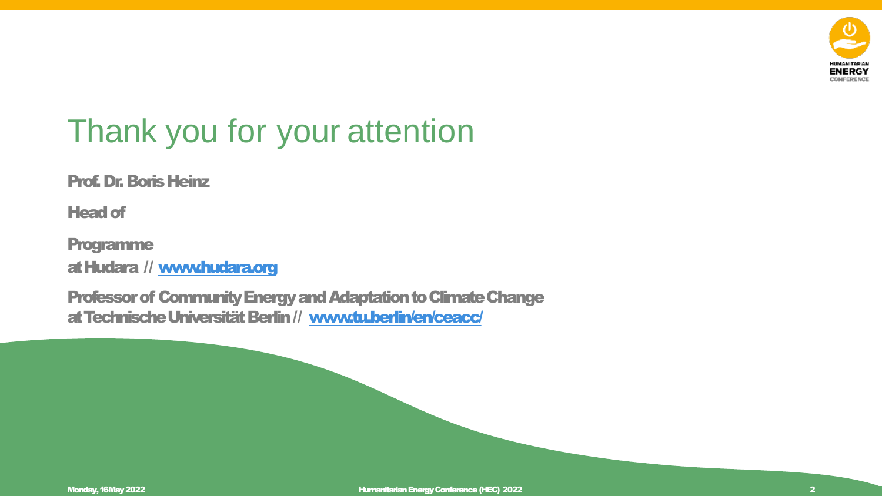# Thank you for your attention

**Prof. Dr. Boris Heinz**

**Head of**

**Programme**
**at Hudara // www.hudara.org**

**Professor of Community Energy and Adaptation to Climate Change**
**at Technische Universität Berlin // www.tu.berlin/en/ceacc/**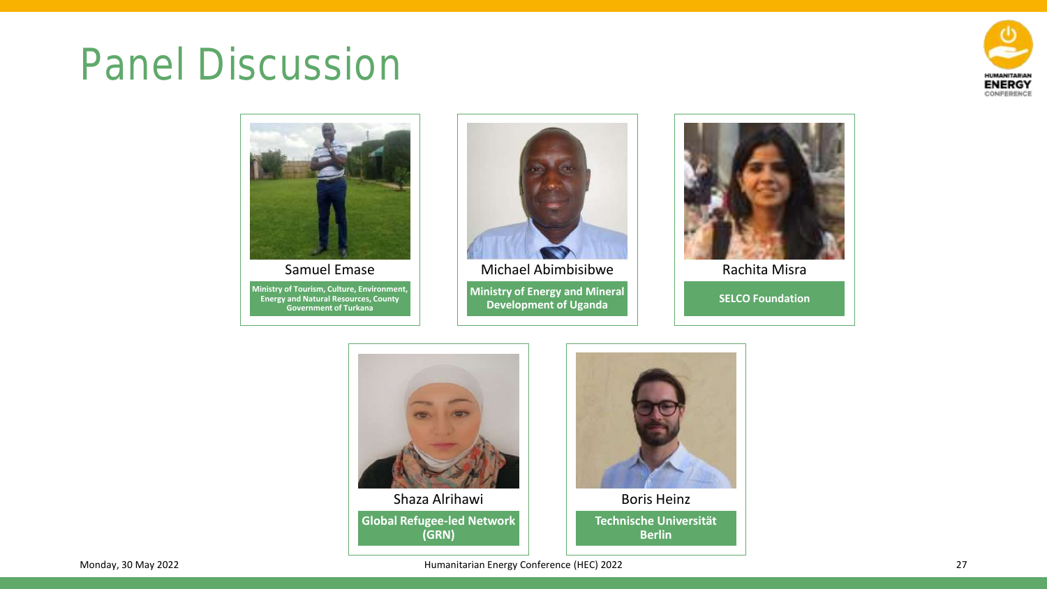# Panel Discussion

**Samuel Emase**
Ministry of Tourism, Culture, Environment, Energy and Natural Resources, County Government of Turkana

**Michael Abimbisibwe**
Ministry of Energy and Mineral Development of Uganda

**Rachita Misra**
SELCO Foundation

**Shaza Alrihawi**
Global Refugee-led Network (GRN)

**Boris Heinz**
Technische Universität Berlin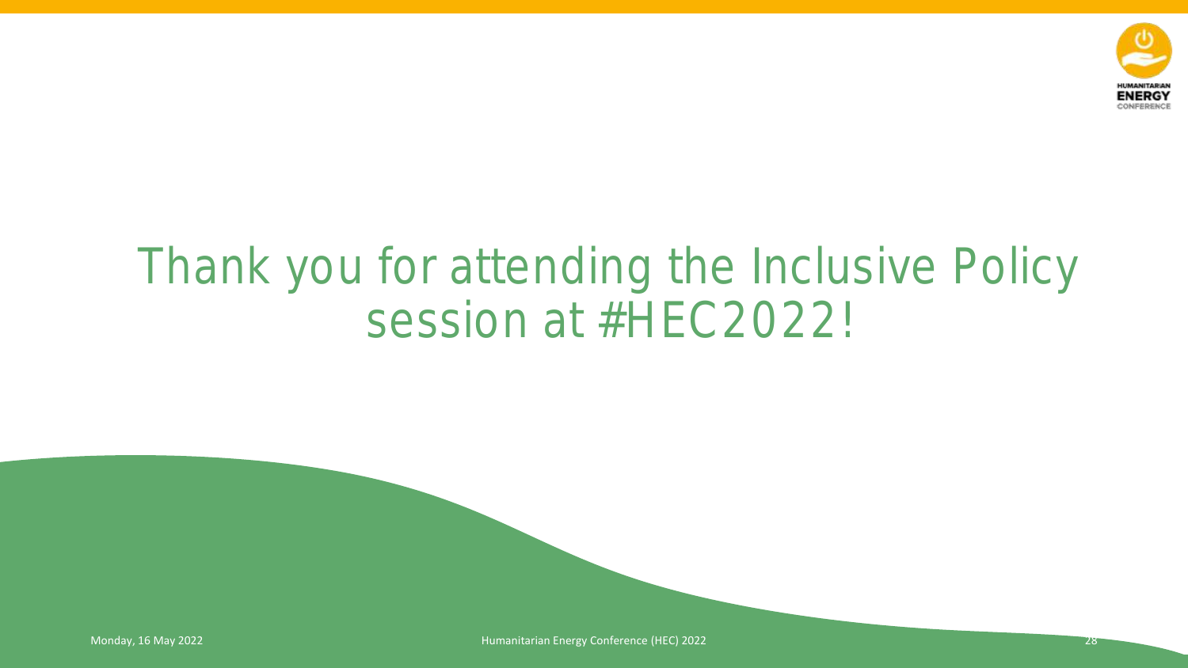# Thank you for attending the Inclusive Policy session at #HEC2022!